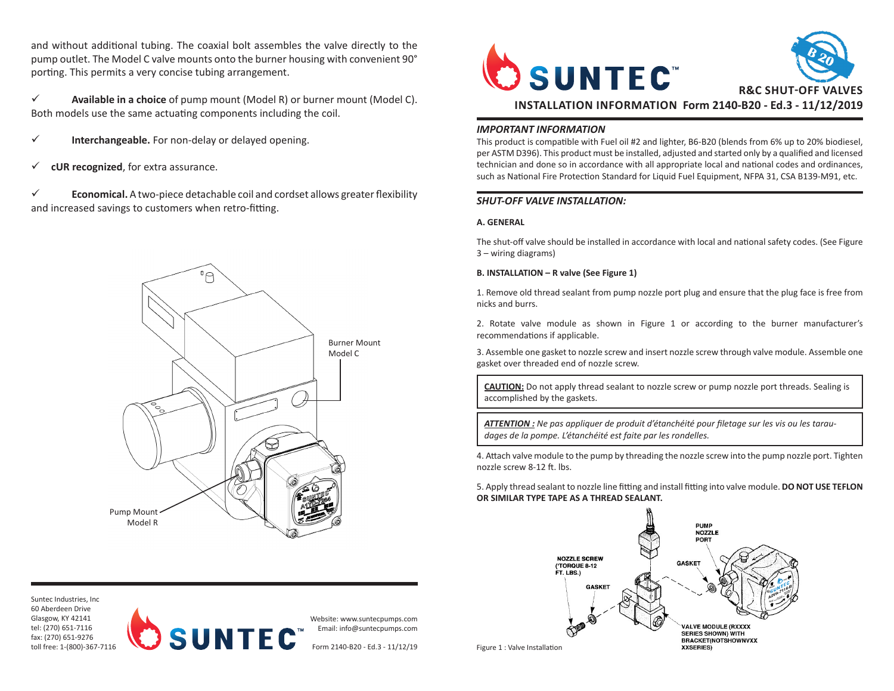and without additional tubing. The coaxial bolt assembles the valve directly to the pump outlet. The Model C valve mounts onto the burner housing with convenient 90° porting. This permits a very concise tubing arrangement.

- ✓ **Available in a choice** of pump mount (Model R) or burner mount (Model C). Both models use the same actuating components including the coil.
- ✓ **Interchangeable.** For non-delay or delayed opening.
- ✓ **cUR recognized**, for extra assurance.
- ✓ **Economical.** A two-piece detachable coil and cordset allows greater flexibility and increased savings to customers when retro-fitting.

Burner Mount Model C

Pump Mount Model R

Suntec Industries, Inc
60 Aberdeen Drive
Glasgow, KY 42141
tel: (270) 651-7116
fax: (270) 651-9276
toll free: 1-(800)-367-7116

Website: www.suntecpumps.com
Email: info@suntecpumps.com

Form 2140-B20 - Ed.3 - 11/12/19

# SUNTEC™

B 20

## R&C SHUT-OFF VALVES

## INSTALLATION INFORMATION Form 2140-B20 - Ed.3 - 11/12/2019

### *IMPORTANT INFORMATION*

This product is compatible with Fuel oil #2 and lighter, B6-B20 (blends from 6% up to 20% biodiesel, per ASTM D396). This product must be installed, adjusted and started only by a qualified and licensed technician and done so in accordance with all appropriate local and national codes and ordinances, such as National Fire Protection Standard for Liquid Fuel Equipment, NFPA 31, CSA B139-M91, etc.

### *SHUT-OFF VALVE INSTALLATION:*

**A. GENERAL**

The shut-off valve should be installed in accordance with local and national safety codes. (See Figure 3 – wiring diagrams)

**B. INSTALLATION – R valve (See Figure 1)**

1. Remove old thread sealant from pump nozzle port plug and ensure that the plug face is free from nicks and burrs.

2. Rotate valve module as shown in Figure 1 or according to the burner manufacturer's recommendations if applicable.

3. Assemble one gasket to nozzle screw and insert nozzle screw through valve module. Assemble one gasket over threaded end of nozzle screw.

> **CAUTION:** Do not apply thread sealant to nozzle screw or pump nozzle port threads. Sealing is accomplished by the gaskets.

> ***ATTENTION :*** *Ne pas appliquer de produit d'étanchéité pour filetage sur les vis ou les taraudages de la pompe. L'étanchéité est faite par les rondelles.*

4. Attach valve module to the pump by threading the nozzle screw into the pump nozzle port. Tighten nozzle screw 8-12 ft. lbs.

5. Apply thread sealant to nozzle line fitting and install fitting into valve module. **DO NOT USE TEFLON OR SIMILAR TYPE TAPE AS A THREAD SEALANT.**

NOZZLE SCREW (TORQUE 8-12 FT. LBS.)

GASKET

PUMP NOZZLE PORT

GASKET

VALVE MODULE (RXXXX SERIES SHOWN) WITH BRACKET(NOTSHOWNVXX XXSERIES)

Figure 1 : Valve Installation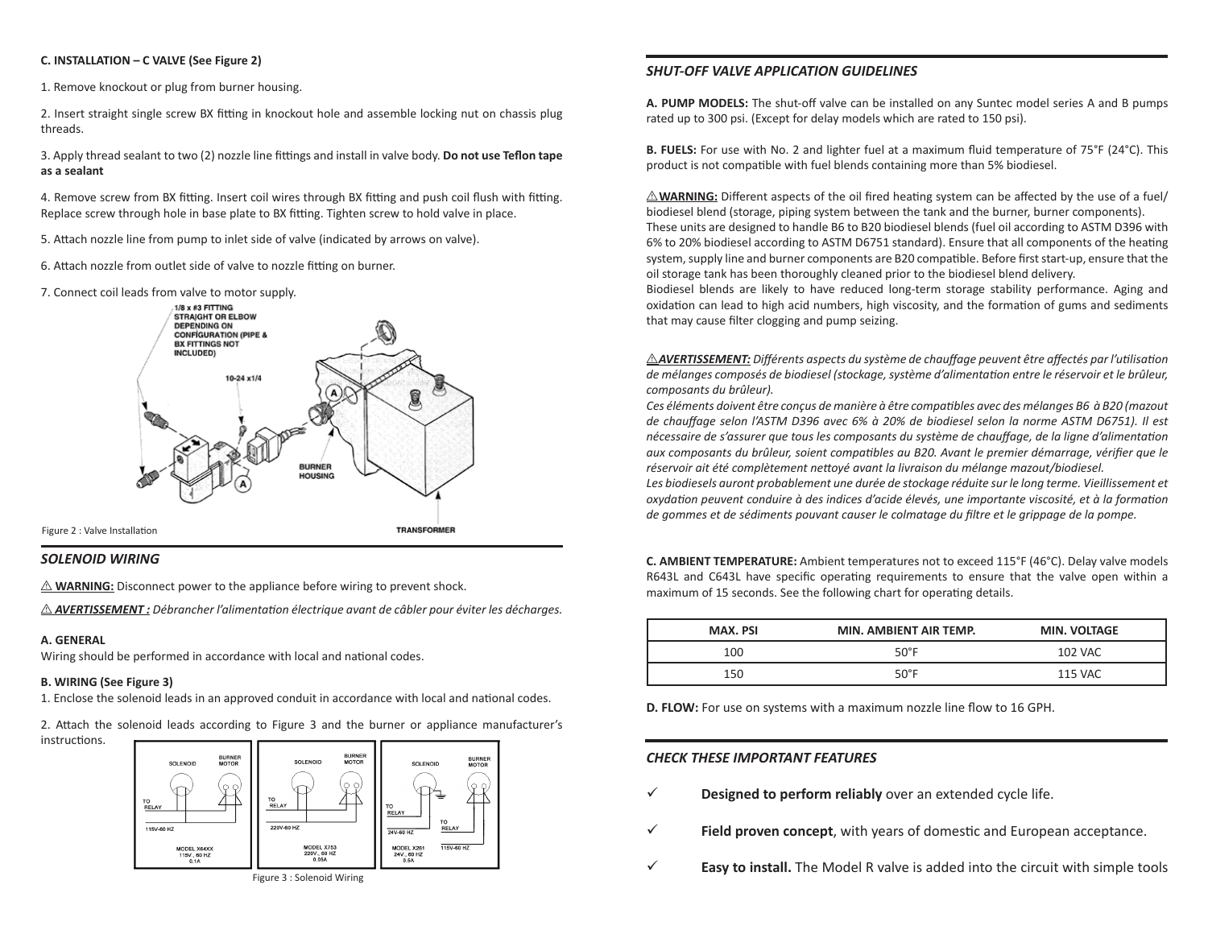**C. INSTALLATION – C VALVE (See Figure 2)**

1. Remove knockout or plug from burner housing.

2. Insert straight single screw BX fitting in knockout hole and assemble locking nut on chassis plug threads.

3. Apply thread sealant to two (2) nozzle line fittings and install in valve body. **Do not use Teflon tape as a sealant**

4. Remove screw from BX fitting. Insert coil wires through BX fitting and push coil flush with fitting. Replace screw through hole in base plate to BX fitting. Tighten screw to hold valve in place.

5. Attach nozzle line from pump to inlet side of valve (indicated by arrows on valve).

6. Attach nozzle from outlet side of valve to nozzle fitting on burner.

7. Connect coil leads from valve to motor supply.

1/8 x #3 FITTING
STRAIGHT OR ELBOW
DEPENDING ON
CONFIGURATION (PIPE & BX FITTINGS NOT INCLUDED)
10-24 x1/4
A
A
BURNER
HOUSING
TRANSFORMER

Figure 2 : Valve Installation

## *SOLENOID WIRING*

⚠ **WARNING:** Disconnect power to the appliance before wiring to prevent shock.

⚠ ***AVERTISSEMENT :*** *Débrancher l'alimentation électrique avant de câbler pour éviter les décharges.*

**A. GENERAL**

Wiring should be performed in accordance with local and national codes.

**B. WIRING (See Figure 3)**

1. Enclose the solenoid leads in an approved conduit in accordance with local and national codes.

2. Attach the solenoid leads according to Figure 3 and the burner or appliance manufacturer's instructions.

SOLENOID
BURNER MOTOR
TO RELAY
115V-60 HZ
MODEL X64XX
115V., 60 HZ
0.1A

SOLENOID
BURNER MOTOR
TO RELAY
220V-60 HZ
MODEL X753
220V., 60 HZ
0.05A

SOLENOID
BURNER MOTOR
TO RELAY
24V-60 HZ
TO RELAY
115V-60 HZ
MODEL X261
24V., 60 HZ
0.5A

Figure 3 : Solenoid Wiring

## *SHUT-OFF VALVE APPLICATION GUIDELINES*

**A. PUMP MODELS:** The shut-off valve can be installed on any Suntec model series A and B pumps rated up to 300 psi. (Except for delay models which are rated to 150 psi).

**B. FUELS:** For use with No. 2 and lighter fuel at a maximum fluid temperature of 75°F (24°C). This product is not compatible with fuel blends containing more than 5% biodiesel.

⚠**WARNING:** Different aspects of the oil fired heating system can be affected by the use of a fuel/ biodiesel blend (storage, piping system between the tank and the burner, burner components).
These units are designed to handle B6 to B20 biodiesel blends (fuel oil according to ASTM D396 with 6% to 20% biodiesel according to ASTM D6751 standard). Ensure that all components of the heating system, supply line and burner components are B20 compatible. Before first start-up, ensure that the oil storage tank has been thoroughly cleaned prior to the biodiesel blend delivery.
Biodiesel blends are likely to have reduced long-term storage stability performance. Aging and oxidation can lead to high acid numbers, high viscosity, and the formation of gums and sediments that may cause filter clogging and pump seizing.

⚠***AVERTISSEMENT:*** *Différents aspects du système de chauffage peuvent être affectés par l'utilisation de mélanges composés de biodiesel (stockage, système d'alimentation entre le réservoir et le brûleur, composants du brûleur).*
*Ces éléments doivent être conçus de manière à être compatibles avec des mélanges B6 à B20 (mazout de chauffage selon l'ASTM D396 avec 6% à 20% de biodiesel selon la norme ASTM D6751). Il est nécessaire de s'assurer que tous les composants du système de chauffage, de la ligne d'alimentation aux composants du brûleur, soient compatibles au B20. Avant le premier démarrage, vérifier que le réservoir ait été complètement nettoyé avant la livraison du mélange mazout/biodiesel.*
*Les biodiesels auront probablement une durée de stockage réduite sur le long terme. Vieillissement et oxydation peuvent conduire à des indices d'acide élevés, une importante viscosité, et à la formation de gommes et de sédiments pouvant causer le colmatage du filtre et le grippage de la pompe.*

**C. AMBIENT TEMPERATURE:** Ambient temperatures not to exceed 115°F (46°C). Delay valve models R643L and C643L have specific operating requirements to ensure that the valve open within a maximum of 15 seconds. See the following chart for operating details.

| MAX. PSI | MIN. AMBIENT AIR TEMP. | MIN. VOLTAGE |
|---|---|---|
| 100 | 50°F | 102 VAC |
| 150 | 50°F | 115 VAC |

**D. FLOW:** For use on systems with a maximum nozzle line flow to 16 GPH.

## *CHECK THESE IMPORTANT FEATURES*

- ✓ **Designed to perform reliably** over an extended cycle life.
- ✓ **Field proven concept**, with years of domestic and European acceptance.
- ✓ **Easy to install.** The Model R valve is added into the circuit with simple tools